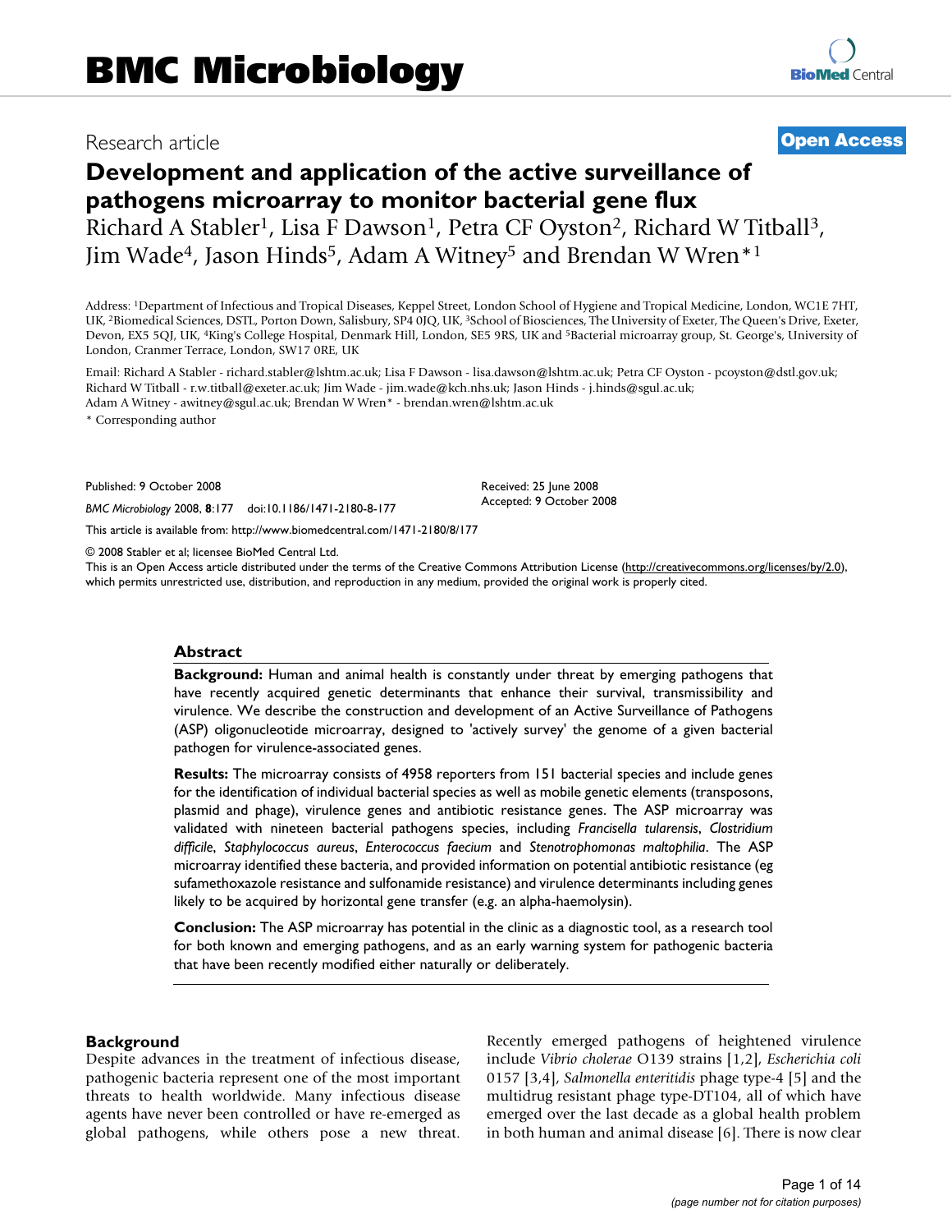# Development and application of the active surveillance of pathogens microarray to monitor bacterial gene flux

Research article — Open Access

Richard A Stabler[1], Lisa F Dawson[1], Petra CF Oyston[2], Richard W Titball[3], Jim Wade[4], Jason Hinds[5], Adam A Witney[5] and Brendan W Wren*[1]

Address: [1]Department of Infectious and Tropical Diseases, Keppel Street, London School of Hygiene and Tropical Medicine, London, WC1E 7HT, UK, [2]Biomedical Sciences, DSTL, Porton Down, Salisbury, SP4 0JQ, UK, [3]School of Biosciences, The University of Exeter, The Queen's Drive, Exeter, Devon, EX5 5QJ, UK, [4]King's College Hospital, Denmark Hill, London, SE5 9RS, UK and [5]Bacterial microarray group, St. George's, University of London, Cranmer Terrace, London, SW17 0RE, UK

Email: Richard A Stabler - richard.stabler@lshtm.ac.uk; Lisa F Dawson - lisa.dawson@lshtm.ac.uk; Petra CF Oyston - pcoyston@dstl.gov.uk; Richard W Titball - r.w.titball@exeter.ac.uk; Jim Wade - jim.wade@kch.nhs.uk; Jason Hinds - j.hinds@sgul.ac.uk; Adam A Witney - awitney@sgul.ac.uk; Brendan W Wren* - brendan.wren@lshtm.ac.uk

* Corresponding author

Published: 9 October 2008

*BMC Microbiology* 2008, **8**:177 doi:10.1186/1471-2180-8-177

Received: 25 June 2008

Accepted: 9 October 2008

This article is available from: http://www.biomedcentral.com/1471-2180/8/177

© 2008 Stabler et al; licensee BioMed Central Ltd.

This is an Open Access article distributed under the terms of the Creative Commons Attribution License (http://creativecommons.org/licenses/by/2.0), which permits unrestricted use, distribution, and reproduction in any medium, provided the original work is properly cited.

## Abstract

**Background:** Human and animal health is constantly under threat by emerging pathogens that have recently acquired genetic determinants that enhance their survival, transmissibility and virulence. We describe the construction and development of an Active Surveillance of Pathogens (ASP) oligonucleotide microarray, designed to 'actively survey' the genome of a given bacterial pathogen for virulence-associated genes.

**Results:** The microarray consists of 4958 reporters from 151 bacterial species and include genes for the identification of individual bacterial species as well as mobile genetic elements (transposons, plasmid and phage), virulence genes and antibiotic resistance genes. The ASP microarray was validated with nineteen bacterial pathogens species, including *Francisella tularensis*, *Clostridium difficile*, *Staphylococcus aureus*, *Enterococcus faecium* and *Stenotrophomonas maltophilia*. The ASP microarray identified these bacteria, and provided information on potential antibiotic resistance (eg sufamethoxazole resistance and sulfonamide resistance) and virulence determinants including genes likely to be acquired by horizontal gene transfer (e.g. an alpha-haemolysin).

**Conclusion:** The ASP microarray has potential in the clinic as a diagnostic tool, as a research tool for both known and emerging pathogens, and as an early warning system for pathogenic bacteria that have been recently modified either naturally or deliberately.

## Background

Despite advances in the treatment of infectious disease, pathogenic bacteria represent one of the most important threats to health worldwide. Many infectious disease agents have never been controlled or have re-emerged as global pathogens, while others pose a new threat. Recently emerged pathogens of heightened virulence include *Vibrio cholerae* O139 strains [1,2], *Escherichia coli* 0157 [3,4], *Salmonella enteritidis* phage type-4 [5] and the multidrug resistant phage type-DT104, all of which have emerged over the last decade as a global health problem in both human and animal disease [6]. There is now clear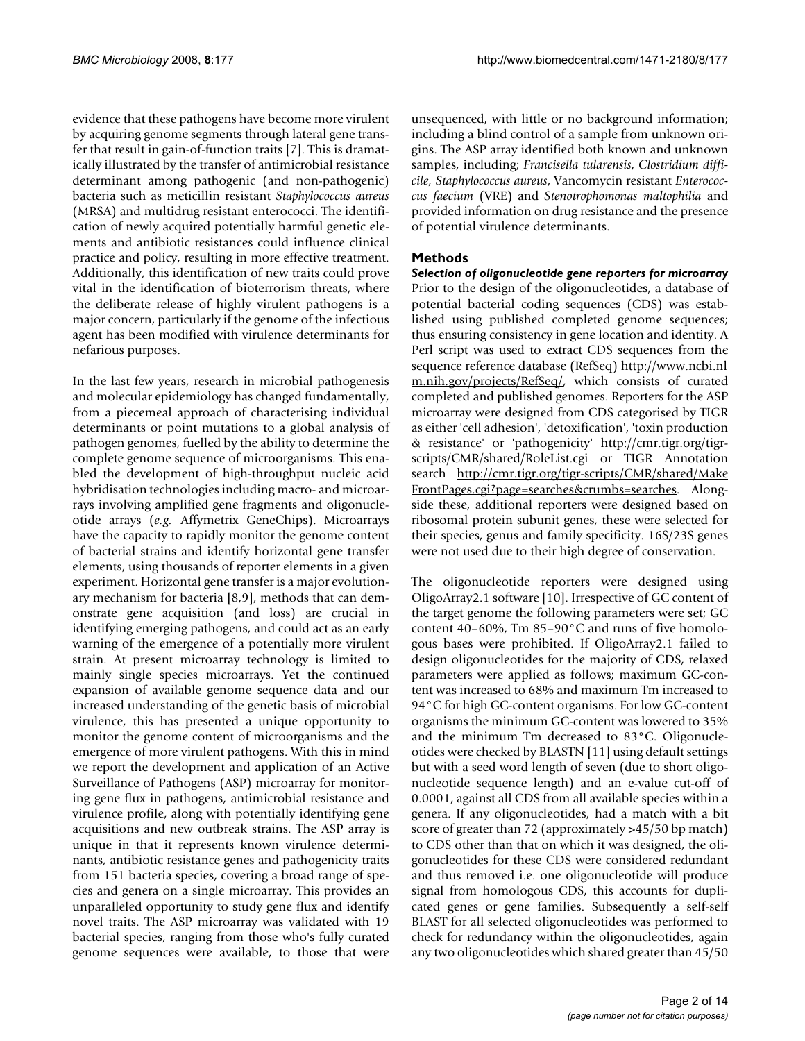evidence that these pathogens have become more virulent by acquiring genome segments through lateral gene transfer that result in gain-of-function traits [7]. This is dramatically illustrated by the transfer of antimicrobial resistance determinant among pathogenic (and non-pathogenic) bacteria such as meticillin resistant *Staphylococcus aureus* (MRSA) and multidrug resistant enterococci. The identification of newly acquired potentially harmful genetic elements and antibiotic resistances could influence clinical practice and policy, resulting in more effective treatment. Additionally, this identification of new traits could prove vital in the identification of bioterrorism threats, where the deliberate release of highly virulent pathogens is a major concern, particularly if the genome of the infectious agent has been modified with virulence determinants for nefarious purposes.

In the last few years, research in microbial pathogenesis and molecular epidemiology has changed fundamentally, from a piecemeal approach of characterising individual determinants or point mutations to a global analysis of pathogen genomes, fuelled by the ability to determine the complete genome sequence of microorganisms. This enabled the development of high-throughput nucleic acid hybridisation technologies including macro- and microarrays involving amplified gene fragments and oligonucleotide arrays (*e.g.* Affymetrix GeneChips). Microarrays have the capacity to rapidly monitor the genome content of bacterial strains and identify horizontal gene transfer elements, using thousands of reporter elements in a given experiment. Horizontal gene transfer is a major evolutionary mechanism for bacteria [8,9], methods that can demonstrate gene acquisition (and loss) are crucial in identifying emerging pathogens, and could act as an early warning of the emergence of a potentially more virulent strain. At present microarray technology is limited to mainly single species microarrays. Yet the continued expansion of available genome sequence data and our increased understanding of the genetic basis of microbial virulence, this has presented a unique opportunity to monitor the genome content of microorganisms and the emergence of more virulent pathogens. With this in mind we report the development and application of an Active Surveillance of Pathogens (ASP) microarray for monitoring gene flux in pathogens, antimicrobial resistance and virulence profile, along with potentially identifying gene acquisitions and new outbreak strains. The ASP array is unique in that it represents known virulence determinants, antibiotic resistance genes and pathogenicity traits from 151 bacteria species, covering a broad range of species and genera on a single microarray. This provides an unparalleled opportunity to study gene flux and identify novel traits. The ASP microarray was validated with 19 bacterial species, ranging from those who's fully curated genome sequences were available, to those that were unsequenced, with little or no background information; including a blind control of a sample from unknown origins. The ASP array identified both known and unknown samples, including; *Francisella tularensis*, *Clostridium difficile*, *Staphylococcus aureus*, Vancomycin resistant *Enterococcus faecium* (VRE) and *Stenotrophomonas maltophilia* and provided information on drug resistance and the presence of potential virulence determinants.

## Methods

### Selection of oligonucleotide gene reporters for microarray

Prior to the design of the oligonucleotides, a database of potential bacterial coding sequences (CDS) was established using published completed genome sequences; thus ensuring consistency in gene location and identity. A Perl script was used to extract CDS sequences from the sequence reference database (RefSeq) http://www.ncbi.nlm.nih.gov/projects/RefSeq/, which consists of curated completed and published genomes. Reporters for the ASP microarray were designed from CDS categorised by TIGR as either 'cell adhesion', 'detoxification', 'toxin production & resistance' or 'pathogenicity' http://cmr.tigr.org/tigr-scripts/CMR/shared/RoleList.cgi or TIGR Annotation search http://cmr.tigr.org/tigr-scripts/CMR/shared/MakeFrontPages.cgi?page=searches&crumbs=searches. Alongside these, additional reporters were designed based on ribosomal protein subunit genes, these were selected for their species, genus and family specificity. 16S/23S genes were not used due to their high degree of conservation.

The oligonucleotide reporters were designed using OligoArray2.1 software [10]. Irrespective of GC content of the target genome the following parameters were set; GC content 40–60%, Tm 85–90°C and runs of five homologous bases were prohibited. If OligoArray2.1 failed to design oligonucleotides for the majority of CDS, relaxed parameters were applied as follows; maximum GC-content was increased to 68% and maximum Tm increased to 94°C for high GC-content organisms. For low GC-content organisms the minimum GC-content was lowered to 35% and the minimum Tm decreased to 83°C. Oligonucleotides were checked by BLASTN [11] using default settings but with a seed word length of seven (due to short oligonucleotide sequence length) and an e-value cut-off of 0.0001, against all CDS from all available species within a genera. If any oligonucleotides, had a match with a bit score of greater than 72 (approximately >45/50 bp match) to CDS other than that on which it was designed, the oligonucleotides for these CDS were considered redundant and thus removed i.e. one oligonucleotide will produce signal from homologous CDS, this accounts for duplicated genes or gene families. Subsequently a self-self BLAST for all selected oligonucleotides was performed to check for redundancy within the oligonucleotides, again any two oligonucleotides which shared greater than 45/50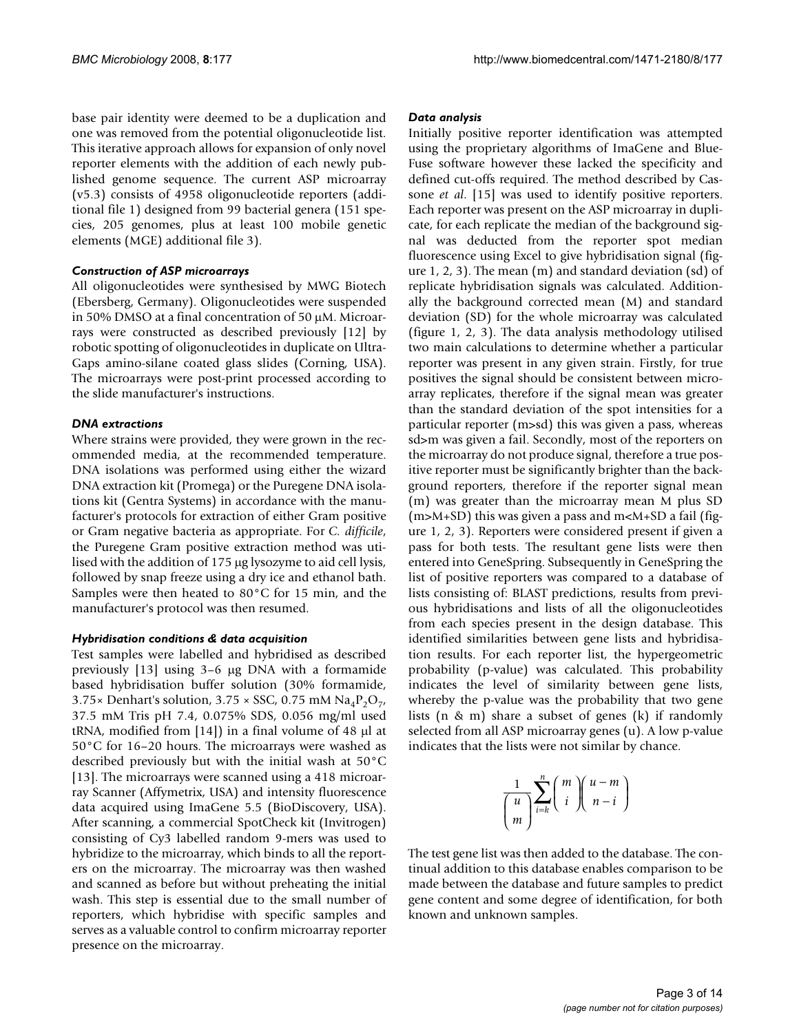base pair identity were deemed to be a duplication and one was removed from the potential oligonucleotide list. This iterative approach allows for expansion of only novel reporter elements with the addition of each newly published genome sequence. The current ASP microarray (v5.3) consists of 4958 oligonucleotide reporters (additional file 1) designed from 99 bacterial genera (151 species, 205 genomes, plus at least 100 mobile genetic elements (MGE) additional file 3).

### *Construction of ASP microarrays*

All oligonucleotides were synthesised by MWG Biotech (Ebersberg, Germany). Oligonucleotides were suspended in 50% DMSO at a final concentration of 50 μM. Microarrays were constructed as described previously [12] by robotic spotting of oligonucleotides in duplicate on Ultra-Gaps amino-silane coated glass slides (Corning, USA). The microarrays were post-print processed according to the slide manufacturer's instructions.

### *DNA extractions*

Where strains were provided, they were grown in the recommended media, at the recommended temperature. DNA isolations was performed using either the wizard DNA extraction kit (Promega) or the Puregene DNA isolations kit (Gentra Systems) in accordance with the manufacturer's protocols for extraction of either Gram positive or Gram negative bacteria as appropriate. For *C. difficile*, the Puregene Gram positive extraction method was utilised with the addition of 175 μg lysozyme to aid cell lysis, followed by snap freeze using a dry ice and ethanol bath. Samples were then heated to 80°C for 15 min, and the manufacturer's protocol was then resumed.

### *Hybridisation conditions & data acquisition*

Test samples were labelled and hybridised as described previously [13] using 3–6 μg DNA with a formamide based hybridisation buffer solution (30% formamide, 3.75× Denhart's solution, 3.75 × SSC, 0.75 mM $Na_4P_2O_7$, 37.5 mM Tris pH 7.4, 0.075% SDS, 0.056 mg/ml used tRNA, modified from [14]) in a final volume of 48 μl at 50°C for 16–20 hours. The microarrays were washed as described previously but with the initial wash at 50°C [13]. The microarrays were scanned using a 418 microarray Scanner (Affymetrix, USA) and intensity fluorescence data acquired using ImaGene 5.5 (BioDiscovery, USA). After scanning, a commercial SpotCheck kit (Invitrogen) consisting of Cy3 labelled random 9-mers was used to hybridize to the microarray, which binds to all the reporters on the microarray. The microarray was then washed and scanned as before but without preheating the initial wash. This step is essential due to the small number of reporters, which hybridise with specific samples and serves as a valuable control to confirm microarray reporter presence on the microarray.

### *Data analysis*

Initially positive reporter identification was attempted using the proprietary algorithms of ImaGene and Blue-Fuse software however these lacked the specificity and defined cut-offs required. The method described by Cassone *et al*. [15] was used to identify positive reporters. Each reporter was present on the ASP microarray in duplicate, for each replicate the median of the background signal was deducted from the reporter spot median fluorescence using Excel to give hybridisation signal (figure 1, 2, 3). The mean (m) and standard deviation (sd) of replicate hybridisation signals was calculated. Additionally the background corrected mean (M) and standard deviation (SD) for the whole microarray was calculated (figure 1, 2, 3). The data analysis methodology utilised two main calculations to determine whether a particular reporter was present in any given strain. Firstly, for true positives the signal should be consistent between microarray replicates, therefore if the signal mean was greater than the standard deviation of the spot intensities for a particular reporter (m>sd) this was given a pass, whereas sd>m was given a fail. Secondly, most of the reporters on the microarray do not produce signal, therefore a true positive reporter must be significantly brighter than the background reporters, therefore if the reporter signal mean (m) was greater than the microarray mean M plus SD (m>M+SD) this was given a pass and m<M+SD a fail (figure 1, 2, 3). Reporters were considered present if given a pass for both tests. The resultant gene lists were then entered into GeneSpring. Subsequently in GeneSpring the list of positive reporters was compared to a database of lists consisting of: BLAST predictions, results from previous hybridisations and lists of all the oligonucleotides from each species present in the design database. This identified similarities between gene lists and hybridisation results. For each reporter list, the hypergeometric probability (p-value) was calculated. This probability indicates the level of similarity between gene lists, whereby the p-value was the probability that two gene lists (n & m) share a subset of genes (k) if randomly selected from all ASP microarray genes (u). A low p-value indicates that the lists were not similar by chance.

$$\frac{1}{\binom{u}{m}} \sum_{i=k}^{n} \binom{m}{i} \binom{u-m}{n-i}$$

The test gene list was then added to the database. The continual addition to this database enables comparison to be made between the database and future samples to predict gene content and some degree of identification, for both known and unknown samples.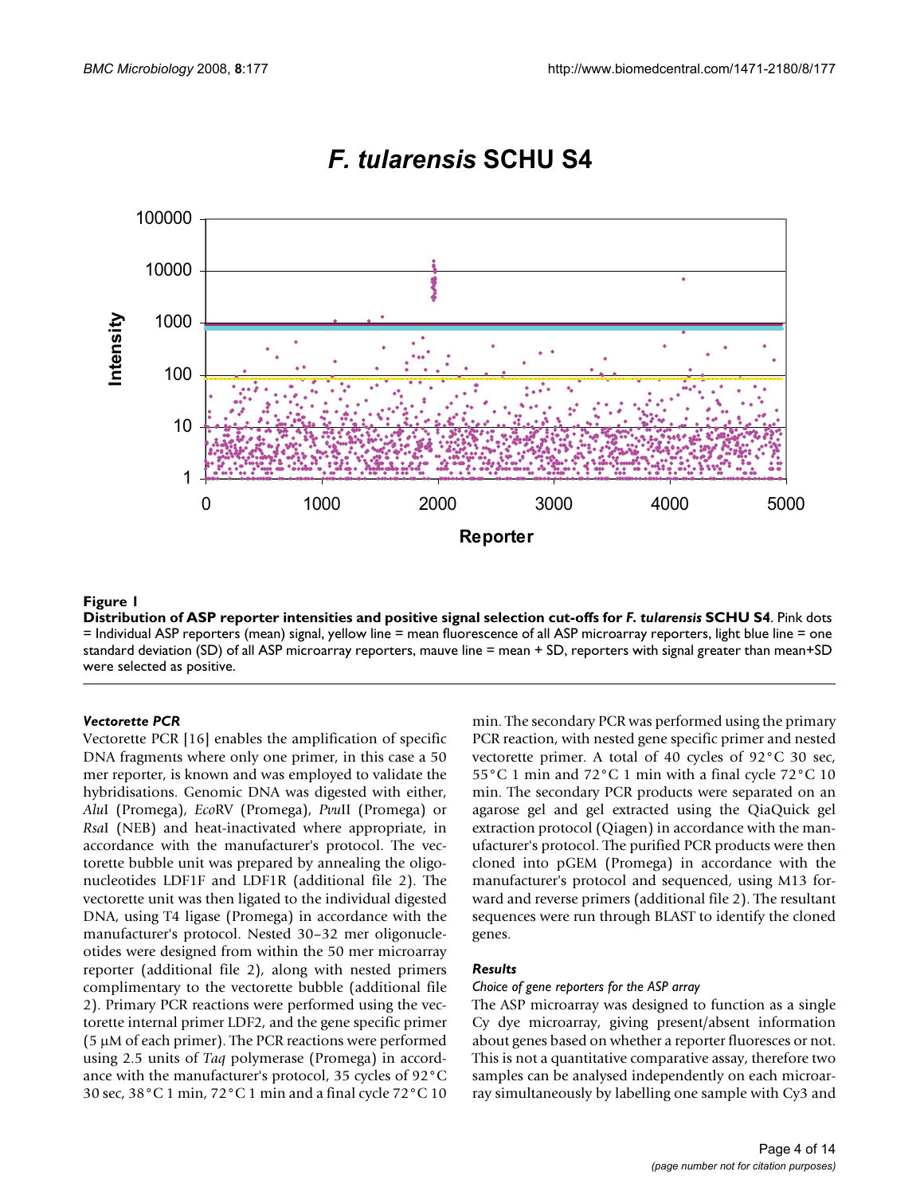**Figure 1**

**Distribution of ASP reporter intensities and positive signal selection cut-offs for *F. tularensis* SCHU S4**. Pink dots = Individual ASP reporters (mean) signal, yellow line = mean fluorescence of all ASP microarray reporters, light blue line = one standard deviation (SD) of all ASP microarray reporters, mauve line = mean + SD, reporters with signal greater than mean+SD were selected as positive.

### *Vectorette PCR*

Vectorette PCR [16] enables the amplification of specific DNA fragments where only one primer, in this case a 50 mer reporter, is known and was employed to validate the hybridisations. Genomic DNA was digested with either, *Alu*I (Promega), *Eco*RV (Promega), *Pvu*II (Promega) or *Rsa*I (NEB) and heat-inactivated where appropriate, in accordance with the manufacturer's protocol. The vectorette bubble unit was prepared by annealing the oligonucleotides LDF1F and LDF1R (additional file 2). The vectorette unit was then ligated to the individual digested DNA, using T4 ligase (Promega) in accordance with the manufacturer's protocol. Nested 30–32 mer oligonucleotides were designed from within the 50 mer microarray reporter (additional file 2), along with nested primers complimentary to the vectorette bubble (additional file 2). Primary PCR reactions were performed using the vectorette internal primer LDF2, and the gene specific primer (5 μM of each primer). The PCR reactions were performed using 2.5 units of *Taq* polymerase (Promega) in accordance with the manufacturer's protocol, 35 cycles of 92°C 30 sec, 38°C 1 min, 72°C 1 min and a final cycle 72°C 10 min. The secondary PCR was performed using the primary PCR reaction, with nested gene specific primer and nested vectorette primer. A total of 40 cycles of 92°C 30 sec, 55°C 1 min and 72°C 1 min with a final cycle 72°C 10 min. The secondary PCR products were separated on an agarose gel and gel extracted using the QiaQuick gel extraction protocol (Qiagen) in accordance with the manufacturer's protocol. The purified PCR products were then cloned into pGEM (Promega) in accordance with the manufacturer's protocol and sequenced, using M13 forward and reverse primers (additional file 2). The resultant sequences were run through BLAST to identify the cloned genes.

## *Results*

### *Choice of gene reporters for the ASP array*

The ASP microarray was designed to function as a single Cy dye microarray, giving present/absent information about genes based on whether a reporter fluoresces or not. This is not a quantitative comparative assay, therefore two samples can be analysed independently on each microarray simultaneously by labelling one sample with Cy3 and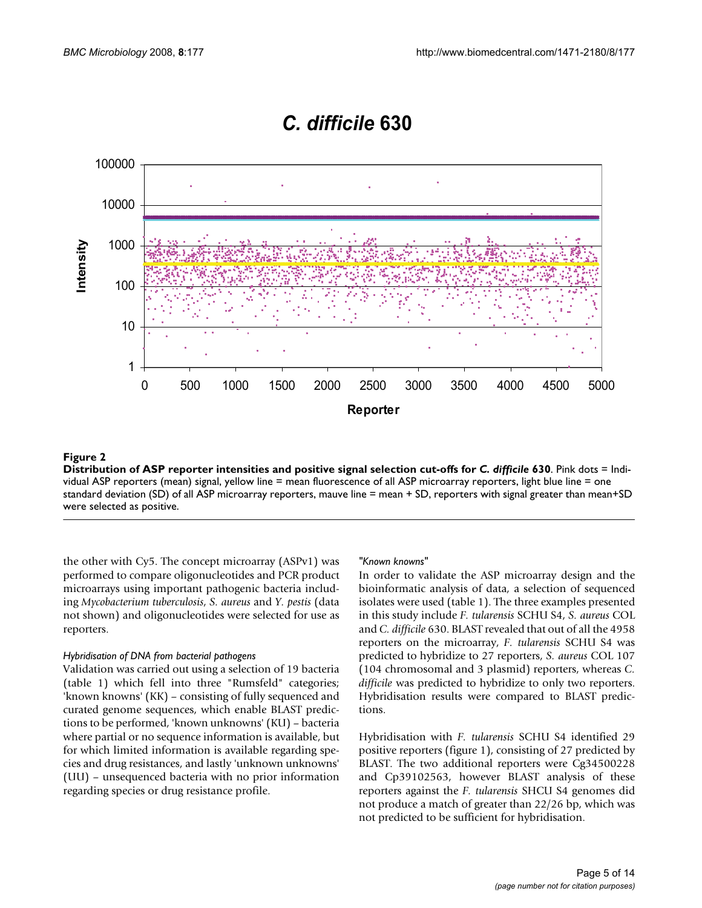**Figure 2**

**Distribution of ASP reporter intensities and positive signal selection cut-offs for *C. difficile* 630**. Pink dots = Individual ASP reporters (mean) signal, yellow line = mean fluorescence of all ASP microarray reporters, light blue line = one standard deviation (SD) of all ASP microarray reporters, mauve line = mean + SD, reporters with signal greater than mean+SD were selected as positive.

the other with Cy5. The concept microarray (ASPv1) was performed to compare oligonucleotides and PCR product microarrays using important pathogenic bacteria including *Mycobacterium tuberculosis*, *S. aureus* and *Y. pestis* (data not shown) and oligonucleotides were selected for use as reporters.

#### *Hybridisation of DNA from bacterial pathogens*

Validation was carried out using a selection of 19 bacteria (table 1) which fell into three "Rumsfeld" categories; 'known knowns' (KK) – consisting of fully sequenced and curated genome sequences, which enable BLAST predictions to be performed, 'known unknowns' (KU) – bacteria where partial or no sequence information is available, but for which limited information is available regarding species and drug resistances, and lastly 'unknown unknowns' (UU) – unsequenced bacteria with no prior information regarding species or drug resistance profile.

#### *"Known knowns"*

In order to validate the ASP microarray design and the bioinformatic analysis of data, a selection of sequenced isolates were used (table 1). The three examples presented in this study include *F. tularensis* SCHU S4, *S. aureus* COL and *C. difficile* 630. BLAST revealed that out of all the 4958 reporters on the microarray, *F. tularensis* SCHU S4 was predicted to hybridize to 27 reporters, *S. aureus* COL 107 (104 chromosomal and 3 plasmid) reporters, whereas *C. difficile* was predicted to hybridize to only two reporters. Hybridisation results were compared to BLAST predictions.

Hybridisation with *F. tularensis* SCHU S4 identified 29 positive reporters (figure 1), consisting of 27 predicted by BLAST. The two additional reporters were Cg34500228 and Cp39102563, however BLAST analysis of these reporters against the *F. tularensis* SHCU S4 genomes did not produce a match of greater than 22/26 bp, which was not predicted to be sufficient for hybridisation.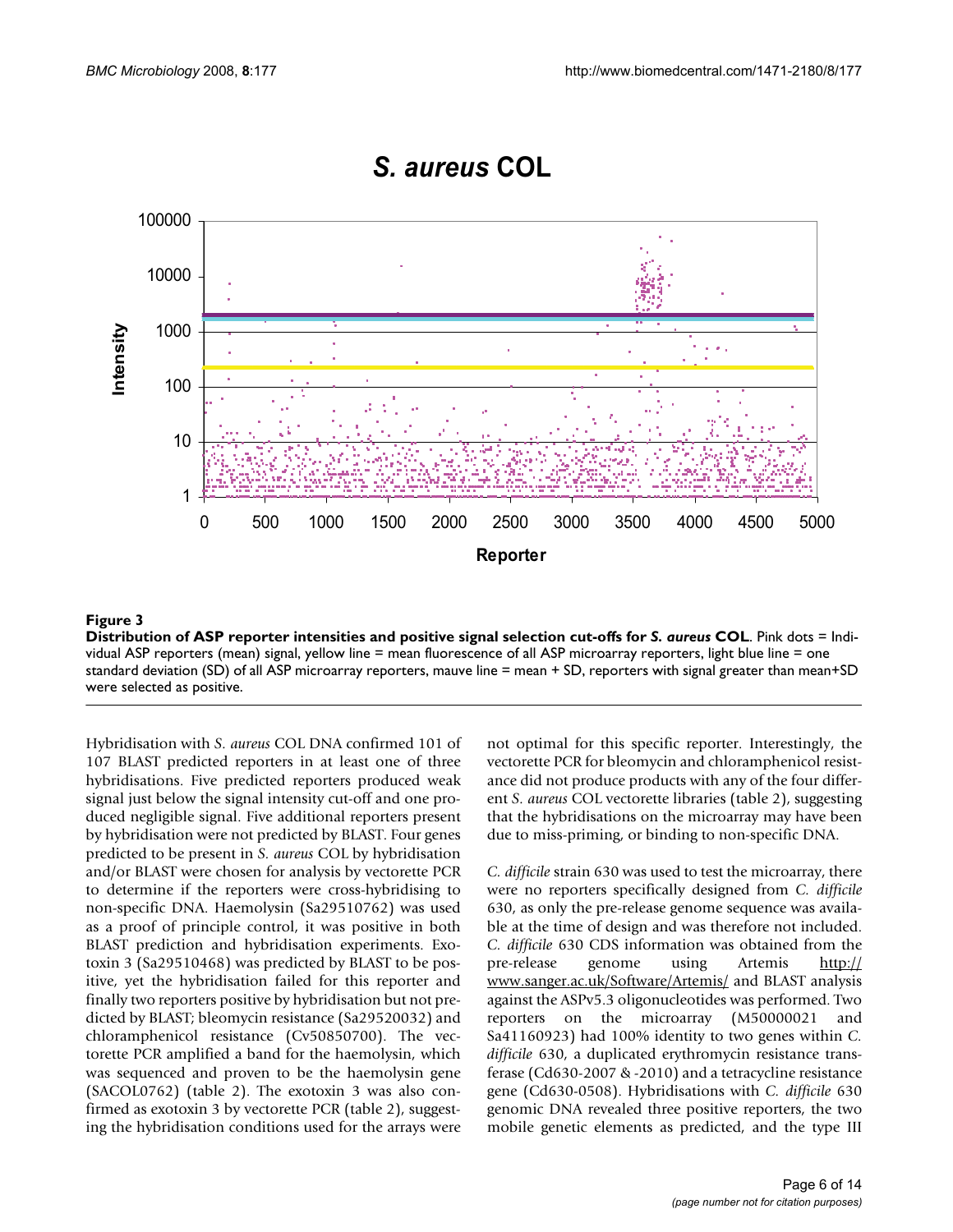**Figure 3**

**Distribution of ASP reporter intensities and positive signal selection cut-offs for *S. aureus* COL**. Pink dots = Individual ASP reporters (mean) signal, yellow line = mean fluorescence of all ASP microarray reporters, light blue line = one standard deviation (SD) of all ASP microarray reporters, mauve line = mean + SD, reporters with signal greater than mean+SD were selected as positive.

Hybridisation with *S. aureus* COL DNA confirmed 101 of 107 BLAST predicted reporters in at least one of three hybridisations. Five predicted reporters produced weak signal just below the signal intensity cut-off and one produced negligible signal. Five additional reporters present by hybridisation were not predicted by BLAST. Four genes predicted to be present in *S. aureus* COL by hybridisation and/or BLAST were chosen for analysis by vectorette PCR to determine if the reporters were cross-hybridising to non-specific DNA. Haemolysin (Sa29510762) was used as a proof of principle control, it was positive in both BLAST prediction and hybridisation experiments. Exotoxin 3 (Sa29510468) was predicted by BLAST to be positive, yet the hybridisation failed for this reporter and finally two reporters positive by hybridisation but not predicted by BLAST; bleomycin resistance (Sa29520032) and chloramphenicol resistance (Cv50850700). The vectorette PCR amplified a band for the haemolysin, which was sequenced and proven to be the haemolysin gene (SACOL0762) (table 2). The exotoxin 3 was also confirmed as exotoxin 3 by vectorette PCR (table 2), suggesting the hybridisation conditions used for the arrays were not optimal for this specific reporter. Interestingly, the vectorette PCR for bleomycin and chloramphenicol resistance did not produce products with any of the four different *S. aureus* COL vectorette libraries (table 2), suggesting that the hybridisations on the microarray may have been due to miss-priming, or binding to non-specific DNA.

*C. difficile* strain 630 was used to test the microarray, there were no reporters specifically designed from *C. difficile* 630, as only the pre-release genome sequence was available at the time of design and was therefore not included. *C. difficile* 630 CDS information was obtained from the pre-release genome using Artemis http://www.sanger.ac.uk/Software/Artemis/ and BLAST analysis against the ASPv5.3 oligonucleotides was performed. Two reporters on the microarray (M50000021 and Sa41160923) had 100% identity to two genes within *C. difficile* 630, a duplicated erythromycin resistance transferase (Cd630-2007 & -2010) and a tetracycline resistance gene (Cd630-0508). Hybridisations with *C. difficile* 630 genomic DNA revealed three positive reporters, the two mobile genetic elements as predicted, and the type III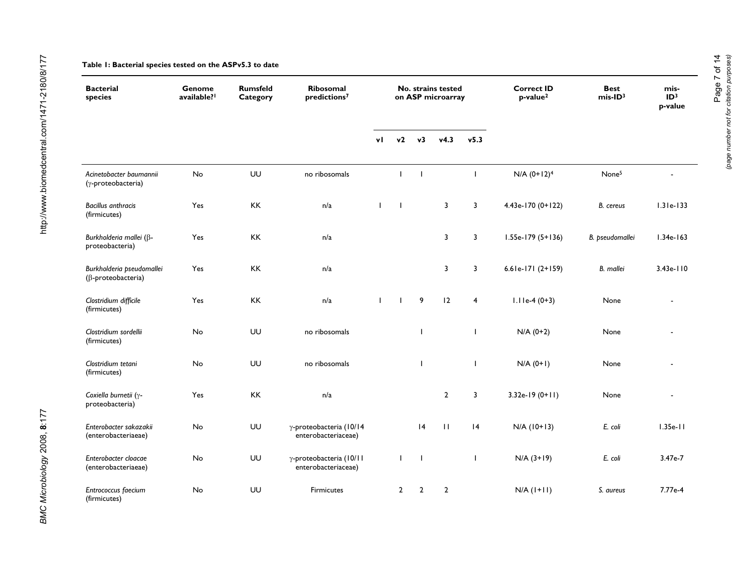**Table 1: Bacterial species tested on the ASPv5.3 to date**

| Bacterial species | Genome available?[1] | Rumsfeld Category | Ribosomal predictions[7] | No. strains tested on ASP microarray | | | | | Correct ID p-value[2] | Best mis-ID[3] | mis-ID[3] p-value |
|---|---|---|---|---|---|---|---|---|---|---|---|
| | | | | v1 | v2 | v3 | v4.3 | v5.3 | | | |
| *Acinetobacter baumannii* (γ-proteobacteria) | No | UU | no ribosomals | | 1 | 1 | | 1 | N/A (0+12)[4] | None[5] | - |
| *Bacillus anthracis* (firmicutes) | Yes | KK | n/a | 1 | 1 | | 3 | 3 | 4.43e-170 (0+122) | *B. cereus* | 1.31e-133 |
| *Burkholderia mallei* (β-proteobacteria) | Yes | KK | n/a | | | | 3 | 3 | 1.55e-179 (5+136) | *B. pseudomallei* | 1.34e-163 |
| *Burkholderia pseudomallei* (β-proteobacteria) | Yes | KK | n/a | | | | 3 | 3 | 6.61e-171 (2+159) | *B. mallei* | 3.43e-110 |
| *Clostridium difficile* (firmicutes) | Yes | KK | n/a | 1 | 1 | 9 | 12 | 4 | 1.11e-4 (0+3) | None | - |
| *Clostridium sordellii* (firmicutes) | No | UU | no ribosomals | | | 1 | | 1 | N/A (0+2) | None | - |
| *Clostridium tetani* (firmicutes) | No | UU | no ribosomals | | | 1 | | 1 | N/A (0+1) | None | - |
| *Coxiella burnetii* (γ-proteobacteria) | Yes | KK | n/a | | | | 2 | 3 | 3.32e-19 (0+11) | None | - |
| *Enterobacter sakazakii* (enterobacteriaeae) | No | UU | γ-proteobacteria (10/14 enterobacteriaceae) | | | 14 | 11 | 14 | N/A (10+13) | *E. coli* | 1.35e-11 |
| *Enterobacter cloacae* (enterobacteriaeae) | No | UU | γ-proteobacteria (10/11 enterobacteriaceae) | | 1 | 1 | | 1 | N/A (3+19) | *E. coli* | 3.47e-7 |
| *Entrococcus faecium* (firmicutes) | No | UU | Firmicutes | | 2 | 2 | 2 | | N/A (1+11) | *S. aureus* | 7.77e-4 |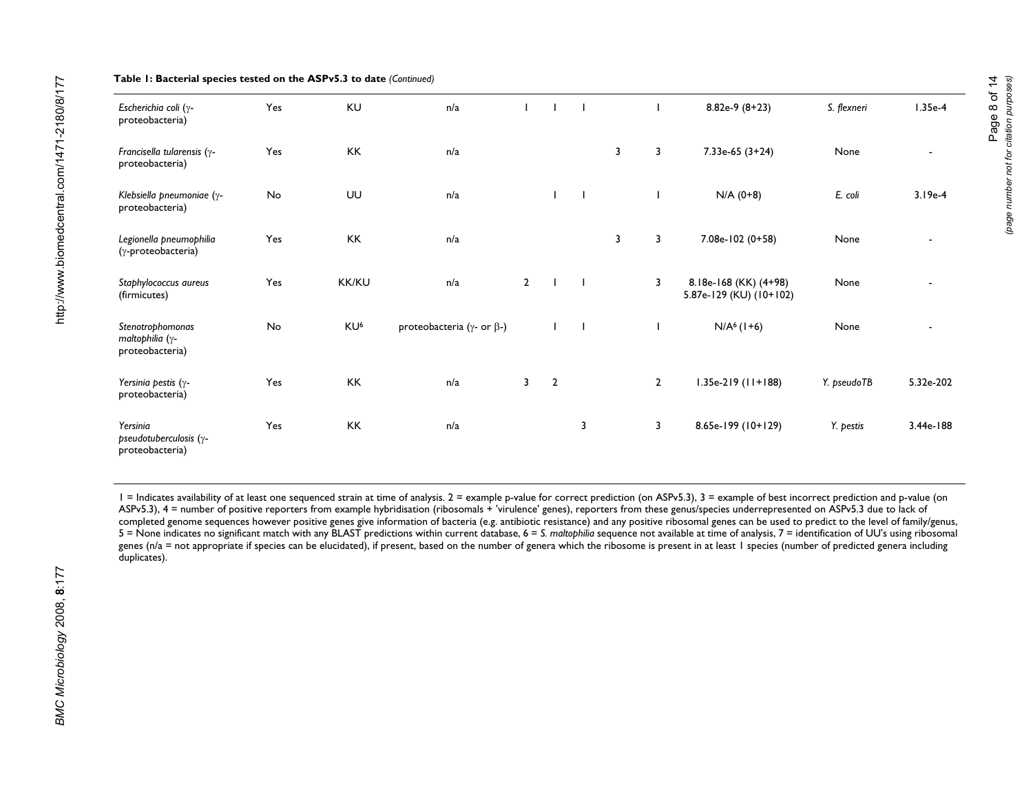**Table 1: Bacterial species tested on the ASPv5.3 to date** *(Continued)*

| | | | | | | | | | | | |
|---|---|---|---|---|---|---|---|---|---|---|---|
| *Escherichia coli* (γ-proteobacteria) | Yes | KU | n/a | 1 | 1 | 1 | | 1 | 8.82e-9 (8+23) | *S. flexneri* | 1.35e-4 |
| *Francisella tularensis* (γ-proteobacteria) | Yes | KK | n/a | | | | 3 | 3 | 7.33e-65 (3+24) | None | - |
| *Klebsiella pneumoniae* (γ-proteobacteria) | No | UU | n/a | | 1 | 1 | | 1 | N/A (0+8) | *E. coli* | 3.19e-4 |
| *Legionella pneumophilia* (γ-proteobacteria) | Yes | KK | n/a | | | | 3 | 3 | 7.08e-102 (0+58) | None | - |
| *Staphylococcus aureus* (firmicutes) | Yes | KK/KU | n/a | 2 | 1 | 1 | | 3 | 8.18e-168 (KK) (4+98) 5.87e-129 (KU) (10+102) | None | - |
| *Stenotrophomonas maltophilia* (γ-proteobacteria) | No | KU[6] | proteobacteria (γ- or β-) | | 1 | 1 | | 1 | N/A[6] (1+6) | None | - |
| *Yersinia pestis* (γ-proteobacteria) | Yes | KK | n/a | 3 | 2 | | | 2 | 1.35e-219 (11+188) | *Y. pseudoTB* | 5.32e-202 |
| *Yersinia pseudotuberculosis* (γ-proteobacteria) | Yes | KK | n/a | | | 3 | | 3 | 8.65e-199 (10+129) | *Y. pestis* | 3.44e-188 |

1 = Indicates availability of at least one sequenced strain at time of analysis. 2 = example p-value for correct prediction (on ASPv5.3), 3 = example of best incorrect prediction and p-value (on ASPv5.3), 4 = number of positive reporters from example hybridisation (ribosomals + 'virulence' genes), reporters from these genus/species underrepresented on ASPv5.3 due to lack of completed genome sequences however positive genes give information of bacteria (e.g. antibiotic resistance) and any positive ribosomal genes can be used to predict to the level of family/genus, 5 = None indicates no significant match with any BLAST predictions within current database, 6 = *S. maltophilia* sequence not available at time of analysis, 7 = identification of UU's using ribosomal genes (n/a = not appropriate if species can be elucidated), if present, based on the number of genera which the ribosome is present in at least 1 species (number of predicted genera including duplicates).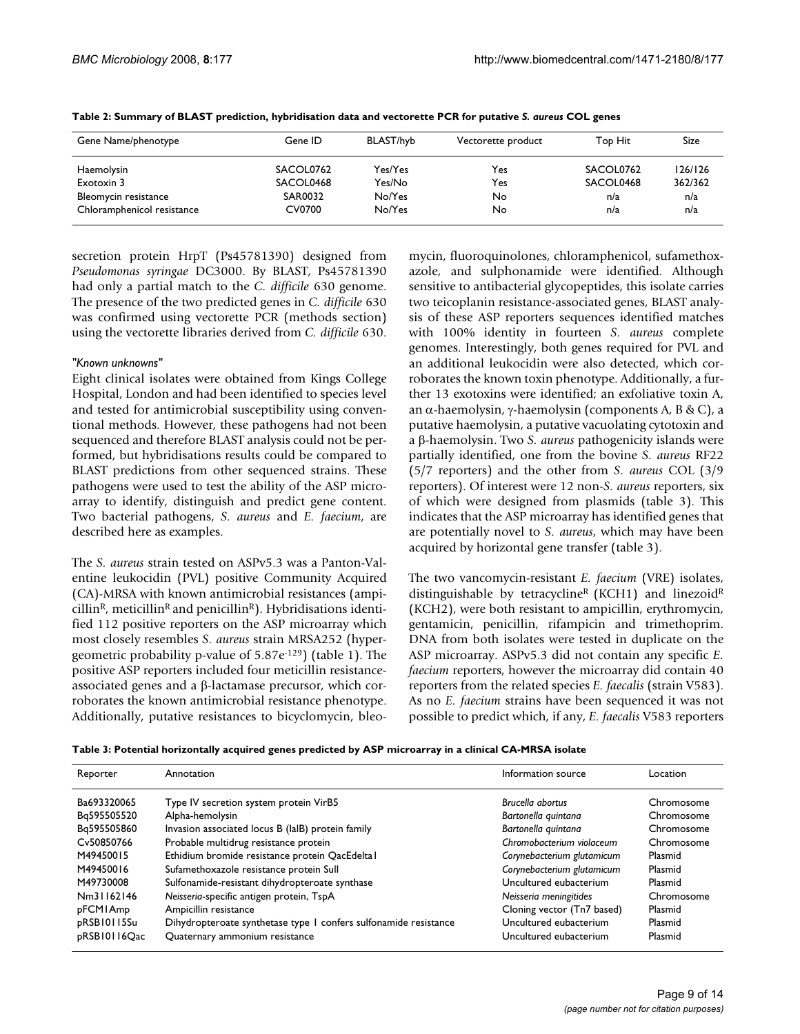**Table 2: Summary of BLAST prediction, hybridisation data and vectorette PCR for putative *S. aureus* COL genes**

| Gene Name/phenotype | Gene ID | BLAST/hyb | Vectorette product | Top Hit | Size |
| --- | --- | --- | --- | --- | --- |
| Haemolysin | SACOL0762 | Yes/Yes | Yes | SACOL0762 | 126/126 |
| Exotoxin 3 | SACOL0468 | Yes/No | Yes | SACOL0468 | 362/362 |
| Bleomycin resistance | SAR0032 | No/Yes | No | n/a | n/a |
| Chloramphenicol resistance | CV0700 | No/Yes | No | n/a | n/a |

secretion protein HrpT (Ps45781390) designed from *Pseudomonas syringae* DC3000. By BLAST, Ps45781390 had only a partial match to the *C. difficile* 630 genome. The presence of the two predicted genes in *C. difficile* 630 was confirmed using vectorette PCR (methods section) using the vectorette libraries derived from *C. difficile* 630.

### *"Known unknowns"*

Eight clinical isolates were obtained from Kings College Hospital, London and had been identified to species level and tested for antimicrobial susceptibility using conventional methods. However, these pathogens had not been sequenced and therefore BLAST analysis could not be performed, but hybridisations results could be compared to BLAST predictions from other sequenced strains. These pathogens were used to test the ability of the ASP microarray to identify, distinguish and predict gene content. Two bacterial pathogens, *S. aureus* and *E. faecium*, are described here as examples.

The *S. aureus* strain tested on ASPv5.3 was a Panton-Valentine leukocidin (PVL) positive Community Acquired (CA)-MRSA with known antimicrobial resistances (ampicillin$^R$, meticillin$^R$ and penicillin$^R$). Hybridisations identified 112 positive reporters on the ASP microarray which most closely resembles *S. aureus* strain MRSA252 (hypergeometric probability p-value of $5.87e^{-129}$) (table 1). The positive ASP reporters included four meticillin resistance-associated genes and a β-lactamase precursor, which corroborates the known antimicrobial resistance phenotype. Additionally, putative resistances to bicyclomycin, bleomycin, fluoroquinolones, chloramphenicol, sufamethoxazole, and sulphonamide were identified. Although sensitive to antibacterial glycopeptides, this isolate carries two teicoplanin resistance-associated genes, BLAST analysis of these ASP reporters sequences identified matches with 100% identity in fourteen *S. aureus* complete genomes. Interestingly, both genes required for PVL and an additional leukocidin were also detected, which corroborates the known toxin phenotype. Additionally, a further 13 exotoxins were identified; an exfoliative toxin A, an α-haemolysin, γ-haemolysin (components A, B & C), a putative haemolysin, a putative vacuolating cytotoxin and a β-haemolysin. Two *S. aureus* pathogenicity islands were partially identified, one from the bovine *S. aureus* RF22 (5/7 reporters) and the other from *S. aureus* COL (3/9 reporters). Of interest were 12 non-*S. aureus* reporters, six of which were designed from plasmids (table 3). This indicates that the ASP microarray has identified genes that are potentially novel to *S. aureus*, which may have been acquired by horizontal gene transfer (table 3).

The two vancomycin-resistant *E. faecium* (VRE) isolates, distinguishable by tetracycline$^R$ (KCH1) and linezoid$^R$ (KCH2), were both resistant to ampicillin, erythromycin, gentamicin, penicillin, rifampicin and trimethoprim. DNA from both isolates were tested in duplicate on the ASP microarray. ASPv5.3 did not contain any specific *E. faecium* reporters, however the microarray did contain 40 reporters from the related species *E. faecalis* (strain V583). As no *E. faecium* strains have been sequenced it was not possible to predict which, if any, *E. faecalis* V583 reporters

**Table 3: Potential horizontally acquired genes predicted by ASP microarray in a clinical CA-MRSA isolate**

| Reporter | Annotation | Information source | Location |
| --- | --- | --- | --- |
| Ba693320065 | Type IV secretion system protein VirB5 | *Brucella abortus* | Chromosome |
| Bq595505520 | Alpha-hemolysin | *Bartonella quintana* | Chromosome |
| Bq595505860 | Invasion associated locus B (IalB) protein family | *Bartonella quintana* | Chromosome |
| Cv50850766 | Probable multidrug resistance protein | *Chromobacterium violaceum* | Chromosome |
| M49450015 | Ethidium bromide resistance protein QacEdelta1 | *Corynebacterium glutamicum* | Plasmid |
| M49450016 | Sufamethoxazole resistance protein SulI | *Corynebacterium glutamicum* | Plasmid |
| M49730008 | Sulfonamide-resistant dihydropteroate synthase | Uncultured eubacterium | Plasmid |
| Nm31162146 | *Neisseria*-specific antigen protein, TspA | *Neisseria meningitides* | Chromosome |
| pFCM1Amp | Ampicillin resistance | Cloning vector (Tn7 based) | Plasmid |
| pRSB10115Su | Dihydropteroate synthetase type 1 confers sulfonamide resistance | Uncultured eubacterium | Plasmid |
| pRSB10116Qac | Quaternary ammonium resistance | Uncultured eubacterium | Plasmid |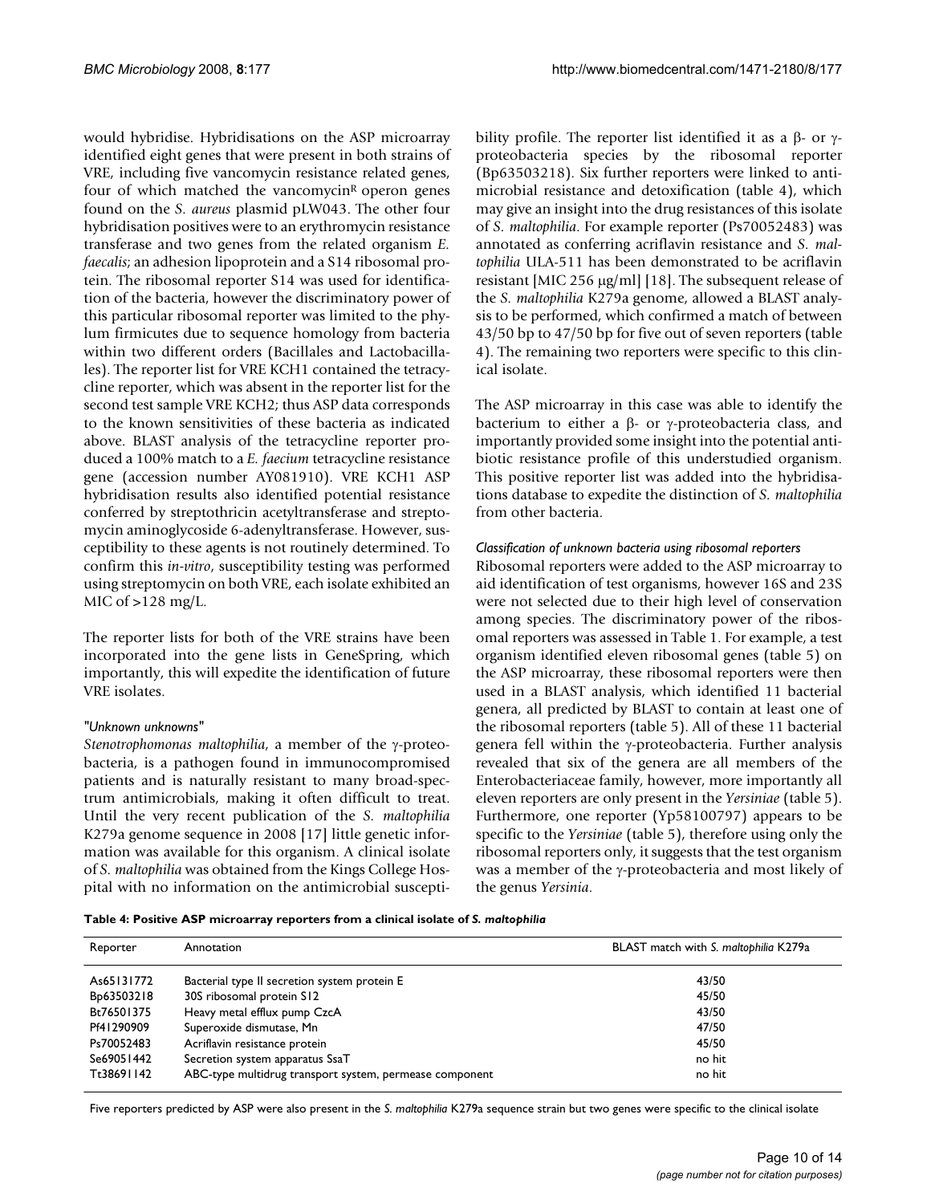would hybridise. Hybridisations on the ASP microarray identified eight genes that were present in both strains of VRE, including five vancomycin resistance related genes, four of which matched the vancomycin$^R$ operon genes found on the *S. aureus* plasmid pLW043. The other four hybridisation positives were to an erythromycin resistance transferase and two genes from the related organism *E. faecalis*; an adhesion lipoprotein and a S14 ribosomal protein. The ribosomal reporter S14 was used for identification of the bacteria, however the discriminatory power of this particular ribosomal reporter was limited to the phylum firmicutes due to sequence homology from bacteria within two different orders (Bacillales and Lactobacillales). The reporter list for VRE KCH1 contained the tetracycline reporter, which was absent in the reporter list for the second test sample VRE KCH2; thus ASP data corresponds to the known sensitivities of these bacteria as indicated above. BLAST analysis of the tetracycline reporter produced a 100% match to a *E. faecium* tetracycline resistance gene (accession number AY081910). VRE KCH1 ASP hybridisation results also identified potential resistance conferred by streptothricin acetyltransferase and streptomycin aminoglycoside 6-adenyltransferase. However, susceptibility to these agents is not routinely determined. To confirm this *in-vitro*, susceptibility testing was performed using streptomycin on both VRE, each isolate exhibited an MIC of >128 mg/L.

The reporter lists for both of the VRE strains have been incorporated into the gene lists in GeneSpring, which importantly, this will expedite the identification of future VRE isolates.

#### *"Unknown unknowns"*

*Stenotrophomonas maltophilia*, a member of the γ-proteobacteria, is a pathogen found in immunocompromised patients and is naturally resistant to many broad-spectrum antimicrobials, making it often difficult to treat. Until the very recent publication of the *S. maltophilia* K279a genome sequence in 2008 [17] little genetic information was available for this organism. A clinical isolate of *S. maltophilia* was obtained from the Kings College Hospital with no information on the antimicrobial susceptibility profile. The reporter list identified it as a β- or γ-proteobacteria species by the ribosomal reporter (Bp63503218). Six further reporters were linked to antimicrobial resistance and detoxification (table 4), which may give an insight into the drug resistances of this isolate of *S. maltophilia*. For example reporter (Ps70052483) was annotated as conferring acriflavin resistance and *S. maltophilia* ULA-511 has been demonstrated to be acriflavin resistant [MIC 256 μg/ml] [18]. The subsequent release of the *S. maltophilia* K279a genome, allowed a BLAST analysis to be performed, which confirmed a match of between 43/50 bp to 47/50 bp for five out of seven reporters (table 4). The remaining two reporters were specific to this clinical isolate.

The ASP microarray in this case was able to identify the bacterium to either a β- or γ-proteobacteria class, and importantly provided some insight into the potential antibiotic resistance profile of this understudied organism. This positive reporter list was added into the hybridisations database to expedite the distinction of *S. maltophilia* from other bacteria.

#### *Classification of unknown bacteria using ribosomal reporters*

Ribosomal reporters were added to the ASP microarray to aid identification of test organisms, however 16S and 23S were not selected due to their high level of conservation among species. The discriminatory power of the ribosomal reporters was assessed in Table 1. For example, a test organism identified eleven ribosomal genes (table 5) on the ASP microarray, these ribosomal reporters were then used in a BLAST analysis, which identified 11 bacterial genera, all predicted by BLAST to contain at least one of the ribosomal reporters (table 5). All of these 11 bacterial genera fell within the γ-proteobacteria. Further analysis revealed that six of the genera are all members of the Enterobacteriaceae family, however, more importantly all eleven reporters are only present in the *Yersiniae* (table 5). Furthermore, one reporter (Yp58100797) appears to be specific to the *Yersiniae* (table 5), therefore using only the ribosomal reporters only, it suggests that the test organism was a member of the γ-proteobacteria and most likely of the genus *Yersinia*.

**Table 4: Positive ASP microarray reporters from a clinical isolate of *S. maltophilia***

| Reporter | Annotation | BLAST match with *S. maltophilia* K279a |
|---|---|---|
| As65131772 | Bacterial type II secretion system protein E | 43/50 |
| Bp63503218 | 30S ribosomal protein S12 | 45/50 |
| Bt76501375 | Heavy metal efflux pump CzcA | 43/50 |
| Pf41290909 | Superoxide dismutase, Mn | 47/50 |
| Ps70052483 | Acriflavin resistance protein | 45/50 |
| Se69051442 | Secretion system apparatus SsaT | no hit |
| Tt38691142 | ABC-type multidrug transport system, permease component | no hit |

Five reporters predicted by ASP were also present in the *S. maltophilia* K279a sequence strain but two genes were specific to the clinical isolate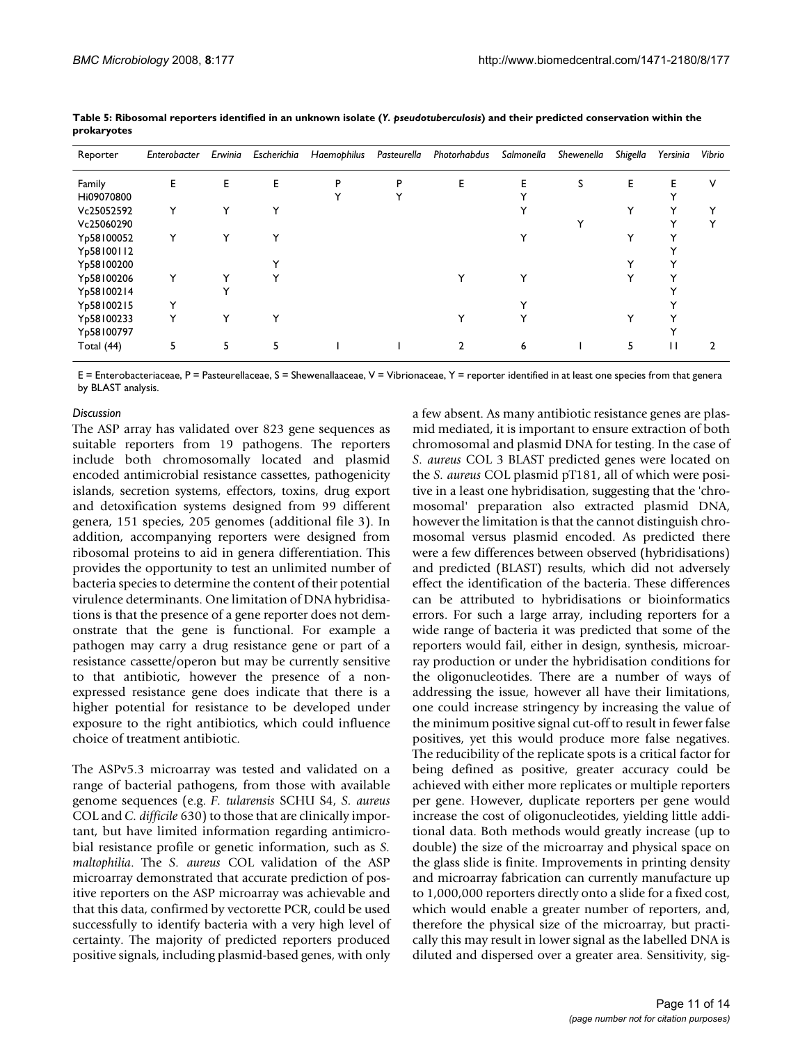**Table 5: Ribosomal reporters identified in an unknown isolate (*Y. pseudotuberculosis*) and their predicted conservation within the prokaryotes**

| Reporter | *Enterobacter* | *Erwinia* | *Escherichia* | *Haemophilus* | *Pasteurella* | *Photorhabdus* | *Salmonella* | *Shewenella* | *Shigella* | *Yersinia* | *Vibrio* |
|---|---|---|---|---|---|---|---|---|---|---|---|
| Family | E | E | E | P | P | E | E | S | E | E | V |
| Hi09070800 | | | | Y | Y | | Y | | | Y | |
| Vc25052592 | Y | Y | Y | | | | Y | | Y | Y | Y |
| Vc25060290 | | | | | | | | Y | | Y | Y |
| Yp58100052 | Y | Y | Y | | | | Y | | Y | Y | |
| Yp58100112 | | | | | | | | | | Y | |
| Yp58100200 | | | Y | | | | | | Y | Y | |
| Yp58100206 | Y | Y | Y | | | Y | Y | | Y | Y | |
| Yp58100214 | | Y | | | | | | | | Y | |
| Yp58100215 | Y | | | | | | Y | | | Y | |
| Yp58100233 | Y | Y | Y | | | Y | Y | | Y | Y | |
| Yp58100797 | | | | | | | | | | Y | |
| Total (44) | 5 | 5 | 5 | 1 | 1 | 2 | 6 | 1 | 5 | 11 | 2 |

E = Enterobacteriaceae, P = Pasteurellaceae, S = Shewenallaaceae, V = Vibrionaceae, Y = reporter identified in at least one species from that genera by BLAST analysis.

### *Discussion*

The ASP array has validated over 823 gene sequences as suitable reporters from 19 pathogens. The reporters include both chromosomally located and plasmid encoded antimicrobial resistance cassettes, pathogenicity islands, secretion systems, effectors, toxins, drug export and detoxification systems designed from 99 different genera, 151 species, 205 genomes (additional file 3). In addition, accompanying reporters were designed from ribosomal proteins to aid in genera differentiation. This provides the opportunity to test an unlimited number of bacteria species to determine the content of their potential virulence determinants. One limitation of DNA hybridisations is that the presence of a gene reporter does not demonstrate that the gene is functional. For example a pathogen may carry a drug resistance gene or part of a resistance cassette/operon but may be currently sensitive to that antibiotic, however the presence of a non-expressed resistance gene does indicate that there is a higher potential for resistance to be developed under exposure to the right antibiotics, which could influence choice of treatment antibiotic.

The ASPv5.3 microarray was tested and validated on a range of bacterial pathogens, from those with available genome sequences (e.g. *F. tularensis* SCHU S4, *S. aureus* COL and *C. difficile* 630) to those that are clinically important, but have limited information regarding antimicrobial resistance profile or genetic information, such as *S. maltophilia*. The *S. aureus* COL validation of the ASP microarray demonstrated that accurate prediction of positive reporters on the ASP microarray was achievable and that this data, confirmed by vectorette PCR, could be used successfully to identify bacteria with a very high level of certainty. The majority of predicted reporters produced positive signals, including plasmid-based genes, with only a few absent. As many antibiotic resistance genes are plasmid mediated, it is important to ensure extraction of both chromosomal and plasmid DNA for testing. In the case of *S. aureus* COL 3 BLAST predicted genes were located on the *S. aureus* COL plasmid pT181, all of which were positive in a least one hybridisation, suggesting that the 'chromosomal' preparation also extracted plasmid DNA, however the limitation is that the cannot distinguish chromosomal versus plasmid encoded. As predicted there were a few differences between observed (hybridisations) and predicted (BLAST) results, which did not adversely effect the identification of the bacteria. These differences can be attributed to hybridisations or bioinformatics errors. For such a large array, including reporters for a wide range of bacteria it was predicted that some of the reporters would fail, either in design, synthesis, microarray production or under the hybridisation conditions for the oligonucleotides. There are a number of ways of addressing the issue, however all have their limitations, one could increase stringency by increasing the value of the minimum positive signal cut-off to result in fewer false positives, yet this would produce more false negatives. The reducibility of the replicate spots is a critical factor for being defined as positive, greater accuracy could be achieved with either more replicates or multiple reporters per gene. However, duplicate reporters per gene would increase the cost of oligonucleotides, yielding little additional data. Both methods would greatly increase (up to double) the size of the microarray and physical space on the glass slide is finite. Improvements in printing density and microarray fabrication can currently manufacture up to 1,000,000 reporters directly onto a slide for a fixed cost, which would enable a greater number of reporters, and, therefore the physical size of the microarray, but practically this may result in lower signal as the labelled DNA is diluted and dispersed over a greater area. Sensitivity, sig-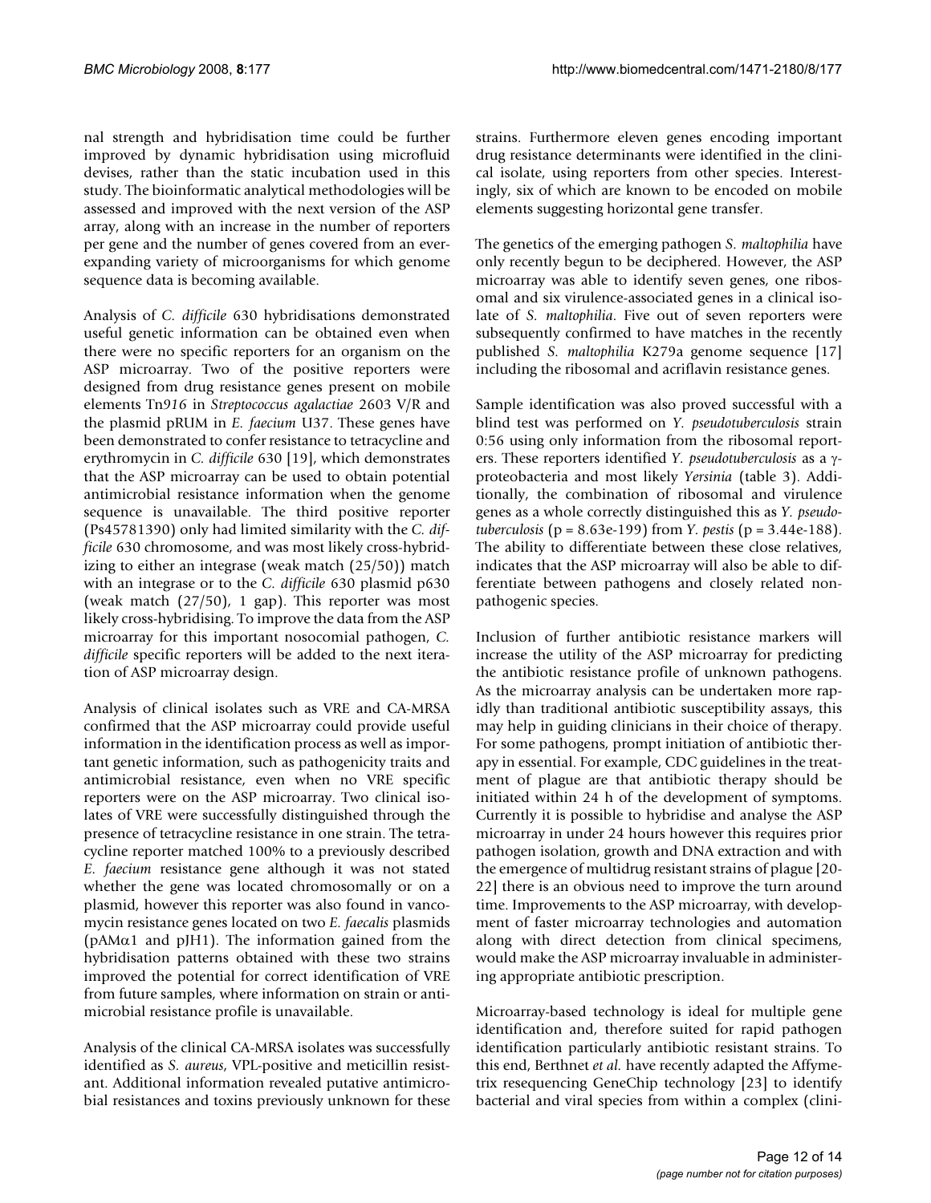nal strength and hybridisation time could be further improved by dynamic hybridisation using microfluid devises, rather than the static incubation used in this study. The bioinformatic analytical methodologies will be assessed and improved with the next version of the ASP array, along with an increase in the number of reporters per gene and the number of genes covered from an ever-expanding variety of microorganisms for which genome sequence data is becoming available.

Analysis of *C. difficile* 630 hybridisations demonstrated useful genetic information can be obtained even when there were no specific reporters for an organism on the ASP microarray. Two of the positive reporters were designed from drug resistance genes present on mobile elements Tn*916* in *Streptococcus agalactiae* 2603 V/R and the plasmid pRUM in *E. faecium* U37. These genes have been demonstrated to confer resistance to tetracycline and erythromycin in *C. difficile* 630 [19], which demonstrates that the ASP microarray can be used to obtain potential antimicrobial resistance information when the genome sequence is unavailable. The third positive reporter (Ps45781390) only had limited similarity with the *C. difficile* 630 chromosome, and was most likely cross-hybridizing to either an integrase (weak match (25/50)) match with an integrase or to the *C. difficile* 630 plasmid p630 (weak match (27/50), 1 gap). This reporter was most likely cross-hybridising. To improve the data from the ASP microarray for this important nosocomial pathogen, *C. difficile* specific reporters will be added to the next iteration of ASP microarray design.

Analysis of clinical isolates such as VRE and CA-MRSA confirmed that the ASP microarray could provide useful information in the identification process as well as important genetic information, such as pathogenicity traits and antimicrobial resistance, even when no VRE specific reporters were on the ASP microarray. Two clinical isolates of VRE were successfully distinguished through the presence of tetracycline resistance in one strain. The tetracycline reporter matched 100% to a previously described *E. faecium* resistance gene although it was not stated whether the gene was located chromosomally or on a plasmid, however this reporter was also found in vancomycin resistance genes located on two *E. faecalis* plasmids (pAMα1 and pJH1). The information gained from the hybridisation patterns obtained with these two strains improved the potential for correct identification of VRE from future samples, where information on strain or antimicrobial resistance profile is unavailable.

Analysis of the clinical CA-MRSA isolates was successfully identified as *S. aureus*, VPL-positive and meticillin resistant. Additional information revealed putative antimicrobial resistances and toxins previously unknown for these strains. Furthermore eleven genes encoding important drug resistance determinants were identified in the clinical isolate, using reporters from other species. Interestingly, six of which are known to be encoded on mobile elements suggesting horizontal gene transfer.

The genetics of the emerging pathogen *S. maltophilia* have only recently begun to be deciphered. However, the ASP microarray was able to identify seven genes, one ribosomal and six virulence-associated genes in a clinical isolate of *S. maltophilia*. Five out of seven reporters were subsequently confirmed to have matches in the recently published *S. maltophilia* K279a genome sequence [17] including the ribosomal and acriflavin resistance genes.

Sample identification was also proved successful with a blind test was performed on *Y. pseudotuberculosis* strain 0:56 using only information from the ribosomal reporters. These reporters identified *Y. pseudotuberculosis* as a γ-proteobacteria and most likely *Yersinia* (table 3). Additionally, the combination of ribosomal and virulence genes as a whole correctly distinguished this as *Y. pseudotuberculosis* ($p = 8.63e-199$) from *Y. pestis* ($p = 3.44e-188$). The ability to differentiate between these close relatives, indicates that the ASP microarray will also be able to differentiate between pathogens and closely related non-pathogenic species.

Inclusion of further antibiotic resistance markers will increase the utility of the ASP microarray for predicting the antibiotic resistance profile of unknown pathogens. As the microarray analysis can be undertaken more rapidly than traditional antibiotic susceptibility assays, this may help in guiding clinicians in their choice of therapy. For some pathogens, prompt initiation of antibiotic therapy in essential. For example, CDC guidelines in the treatment of plague are that antibiotic therapy should be initiated within 24 h of the development of symptoms. Currently it is possible to hybridise and analyse the ASP microarray in under 24 hours however this requires prior pathogen isolation, growth and DNA extraction and with the emergence of multidrug resistant strains of plague [20-22] there is an obvious need to improve the turn around time. Improvements to the ASP microarray, with development of faster microarray technologies and automation along with direct detection from clinical specimens, would make the ASP microarray invaluable in administering appropriate antibiotic prescription.

Microarray-based technology is ideal for multiple gene identification and, therefore suited for rapid pathogen identification particularly antibiotic resistant strains. To this end, Berthnet *et al.* have recently adapted the Affymetrix resequencing GeneChip technology [23] to identify bacterial and viral species from within a complex (clini-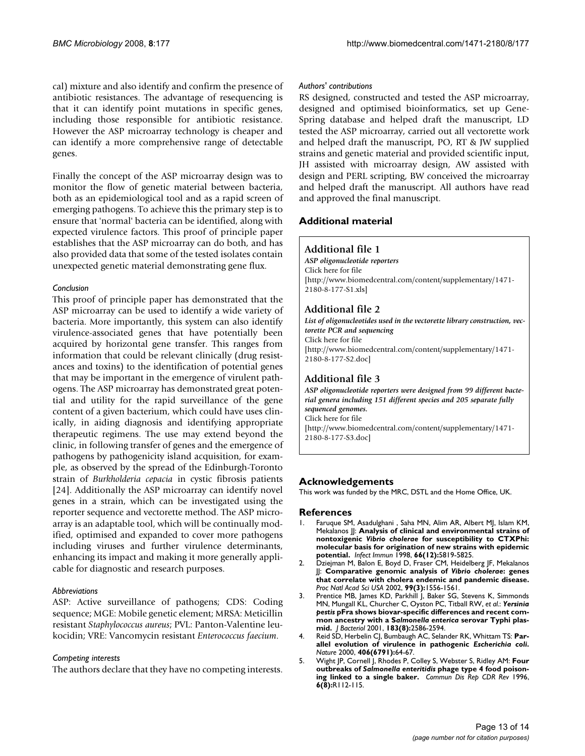cal) mixture and also identify and confirm the presence of antibiotic resistances. The advantage of resequencing is that it can identify point mutations in specific genes, including those responsible for antibiotic resistance. However the ASP microarray technology is cheaper and can identify a more comprehensive range of detectable genes.

Finally the concept of the ASP microarray design was to monitor the flow of genetic material between bacteria, both as an epidemiological tool and as a rapid screen of emerging pathogens. To achieve this the primary step is to ensure that 'normal' bacteria can be identified, along with expected virulence factors. This proof of principle paper establishes that the ASP microarray can do both, and has also provided data that some of the tested isolates contain unexpected genetic material demonstrating gene flux.

### *Conclusion*

This proof of principle paper has demonstrated that the ASP microarray can be used to identify a wide variety of bacteria. More importantly, this system can also identify virulence-associated genes that have potentially been acquired by horizontal gene transfer. This ranges from information that could be relevant clinically (drug resistances and toxins) to the identification of potential genes that may be important in the emergence of virulent pathogens. The ASP microarray has demonstrated great potential and utility for the rapid surveillance of the gene content of a given bacterium, which could have uses clinically, in aiding diagnosis and identifying appropriate therapeutic regimens. The use may extend beyond the clinic, in following transfer of genes and the emergence of pathogens by pathogenicity island acquisition, for example, as observed by the spread of the Edinburgh-Toronto strain of *Burkholderia cepacia* in cystic fibrosis patients [24]. Additionally the ASP microarray can identify novel genes in a strain, which can be investigated using the reporter sequence and vectorette method. The ASP microarray is an adaptable tool, which will be continually modified, optimised and expanded to cover more pathogens including viruses and further virulence determinants, enhancing its impact and making it more generally applicable for diagnostic and research purposes.

### *Abbreviations*

ASP: Active surveillance of pathogens; CDS: Coding sequence; MGE: Mobile genetic element; MRSA: Meticillin resistant *Staphylococcus aureus*; PVL: Panton-Valentine leukocidin; VRE: Vancomycin resistant *Enterococcus faecium*.

### *Competing interests*

The authors declare that they have no competing interests.

### *Authors' contributions*

RS designed, constructed and tested the ASP microarray, designed and optimised bioinformatics, set up GeneSpring database and helped draft the manuscript, LD tested the ASP microarray, carried out all vectorette work and helped draft the manuscript, PO, RT & JW supplied strains and genetic material and provided scientific input, JH assisted with microarray design, AW assisted with design and PERL scripting, BW conceived the microarray and helped draft the manuscript. All authors have read and approved the final manuscript.

## Additional material

**Additional file 1**
*ASP oligonucleotide reporters*
Click here for file
[http://www.biomedcentral.com/content/supplementary/1471-2180-8-177-S1.xls]

**Additional file 2**
*List of oligonucleotides used in the vectorette library construction, vectorette PCR and sequencing*
Click here for file
[http://www.biomedcentral.com/content/supplementary/1471-2180-8-177-S2.doc]

**Additional file 3**
*ASP oligonucleotide reporters were designed from 99 different bacterial genera including 151 different species and 205 separate fully sequenced genomes.*
Click here for file
[http://www.biomedcentral.com/content/supplementary/1471-2180-8-177-S3.doc]

## Acknowledgements

This work was funded by the MRC, DSTL and the Home Office, UK.

## References

1. Faruque SM, Asadulghani , Saha MN, Alim AR, Albert MJ, Islam KM, Mekalanos JJ: **Analysis of clinical and environmental strains of nontoxigenic *Vibrio cholerae* for susceptibility to CTXPhi: molecular basis for origination of new strains with epidemic potential.** *Infect Immun* 1998, **66(12):**5819-5825.
2. Dziejman M, Balon E, Boyd D, Fraser CM, Heidelberg JF, Mekalanos JJ: **Comparative genomic analysis of *Vibrio cholerae*: genes that correlate with cholera endemic and pandemic disease.** *Proc Natl Acad Sci USA* 2002, **99(3):**1556-1561.
3. Prentice MB, James KD, Parkhill J, Baker SG, Stevens K, Simmonds MN, Mungall KL, Churcher C, Oyston PC, Titball RW, *et al.*: ***Yersinia pestis* pFra shows biovar-specific differences and recent common ancestry with a *Salmonella enterica* serovar Typhi plasmid.** *J Bacteriol* 2001, **183(8):**2586-2594.
4. Reid SD, Herbelin CJ, Bumbaugh AC, Selander RK, Whittam TS: **Parallel evolution of virulence in pathogenic *Escherichia coli*.** *Nature* 2000, **406(6791):**64-67.
5. Wight JP, Cornell J, Rhodes P, Colley S, Webster S, Ridley AM: **Four outbreaks of *Salmonella enteritidis* phage type 4 food poisoning linked to a single baker.** *Commun Dis Rep CDR Rev* 1996, **6(8):**R112-115.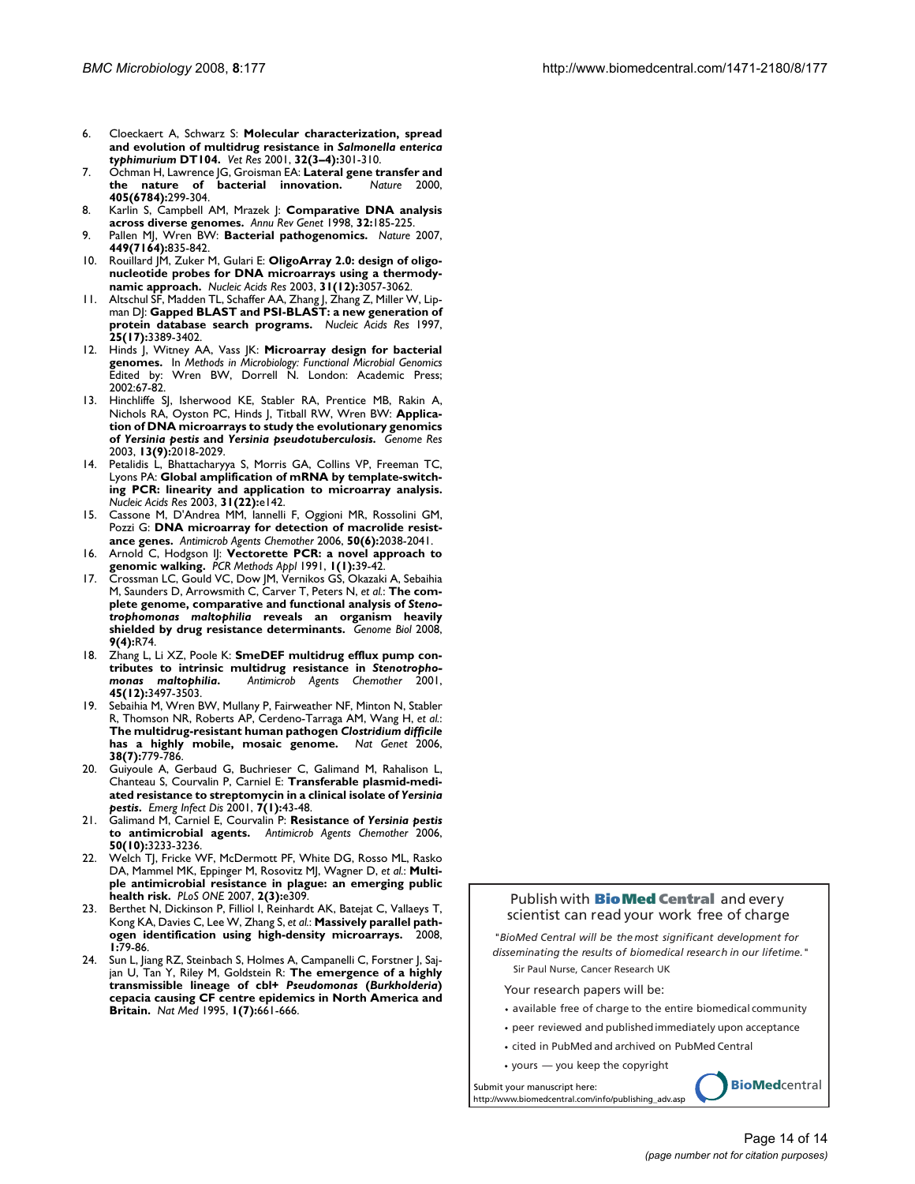6. Cloeckaert A, Schwarz S: **Molecular characterization, spread and evolution of multidrug resistance in *Salmonella enterica typhimurium* DT104.** *Vet Res* 2001, **32(3–4):**301-310.
7. Ochman H, Lawrence JG, Groisman EA: **Lateral gene transfer and the nature of bacterial innovation.** *Nature* 2000, **405(6784):**299-304.
8. Karlin S, Campbell AM, Mrazek J: **Comparative DNA analysis across diverse genomes.** *Annu Rev Genet* 1998, **32:**185-225.
9. Pallen MJ, Wren BW: **Bacterial pathogenomics.** *Nature* 2007, **449(7164):**835-842.
10. Rouillard JM, Zuker M, Gulari E: **OligoArray 2.0: design of oligonucleotide probes for DNA microarrays using a thermodynamic approach.** *Nucleic Acids Res* 2003, **31(12):**3057-3062.
11. Altschul SF, Madden TL, Schaffer AA, Zhang J, Zhang Z, Miller W, Lipman DJ: **Gapped BLAST and PSI-BLAST: a new generation of protein database search programs.** *Nucleic Acids Res* 1997, **25(17):**3389-3402.
12. Hinds J, Witney AA, Vass JK: **Microarray design for bacterial genomes.** In *Methods in Microbiology: Functional Microbial Genomics* Edited by: Wren BW, Dorrell N. London: Academic Press; 2002:67-82.
13. Hinchliffe SJ, Isherwood KE, Stabler RA, Prentice MB, Rakin A, Nichols RA, Oyston PC, Hinds J, Titball RW, Wren BW: **Application of DNA microarrays to study the evolutionary genomics of *Yersinia pestis* and *Yersinia pseudotuberculosis*.** *Genome Res* 2003, **13(9):**2018-2029.
14. Petalidis L, Bhattacharyya S, Morris GA, Collins VP, Freeman TC, Lyons PA: **Global amplification of mRNA by template-switching PCR: linearity and application to microarray analysis.** *Nucleic Acids Res* 2003, **31(22):**e142.
15. Cassone M, D'Andrea MM, Iannelli F, Oggioni MR, Rossolini GM, Pozzi G: **DNA microarray for detection of macrolide resistance genes.** *Antimicrob Agents Chemother* 2006, **50(6):**2038-2041.
16. Arnold C, Hodgson IJ: **Vectorette PCR: a novel approach to genomic walking.** *PCR Methods Appl* 1991, **1(1):**39-42.
17. Crossman LC, Gould VC, Dow JM, Vernikos GS, Okazaki A, Sebaihia M, Saunders D, Arrowsmith C, Carver T, Peters N, *et al.*: **The complete genome, comparative and functional analysis of *Stenotrophomonas maltophilia* reveals an organism heavily shielded by drug resistance determinants.** *Genome Biol* 2008, **9(4):**R74.
18. Zhang L, Li XZ, Poole K: **SmeDEF multidrug efflux pump contributes to intrinsic multidrug resistance in *Stenotrophomonas maltophilia*.** *Antimicrob Agents Chemother* 2001, **45(12):**3497-3503.
19. Sebaihia M, Wren BW, Mullany P, Fairweather NF, Minton N, Stabler R, Thomson NR, Roberts AP, Cerdeno-Tarraga AM, Wang H, *et al.*: **The multidrug-resistant human pathogen *Clostridium difficile* has a highly mobile, mosaic genome.** *Nat Genet* 2006, **38(7):**779-786.
20. Guiyoule A, Gerbaud G, Buchrieser C, Galimand M, Rahalison L, Chanteau S, Courvalin P, Carniel E: **Transferable plasmid-mediated resistance to streptomycin in a clinical isolate of *Yersinia pestis*.** *Emerg Infect Dis* 2001, **7(1):**43-48.
21. Galimand M, Carniel E, Courvalin P: **Resistance of *Yersinia pestis* to antimicrobial agents.** *Antimicrob Agents Chemother* 2006, **50(10):**3233-3236.
22. Welch TJ, Fricke WF, McDermott PF, White DG, Rosso ML, Rasko DA, Mammel MK, Eppinger M, Rosovitz MJ, Wagner D, *et al.*: **Multiple antimicrobial resistance in plague: an emerging public health risk.** *PLoS ONE* 2007, **2(3):**e309.
23. Berthet N, Dickinson P, Filliol I, Reinhardt AK, Batejat C, Vallaeys T, Kong KA, Davies C, Lee W, Zhang S, *et al.*: **Massively parallel pathogen identification using high-density microarrays.** 2008, **1:**79-86.
24. Sun L, Jiang RZ, Steinbach S, Holmes A, Campanelli C, Forstner J, Sajjan U, Tan Y, Riley M, Goldstein R: **The emergence of a highly transmissible lineage of cbl+ *Pseudomonas* (*Burkholderia*) cepacia causing CF centre epidemics in North America and Britain.** *Nat Med* 1995, **1(7):**661-666.

Publish with **BioMed Central** and every scientist can read your work free of charge

*"BioMed Central will be the most significant development for disseminating the results of biomedical research in our lifetime."*

Sir Paul Nurse, Cancer Research UK

Your research papers will be:

- available free of charge to the entire biomedical community
- peer reviewed and published immediately upon acceptance
- cited in PubMed and archived on PubMed Central
- yours — you keep the copyright

Submit your manuscript here:
http://www.biomedcentral.com/info/publishing_adv.asp

**BioMed**central